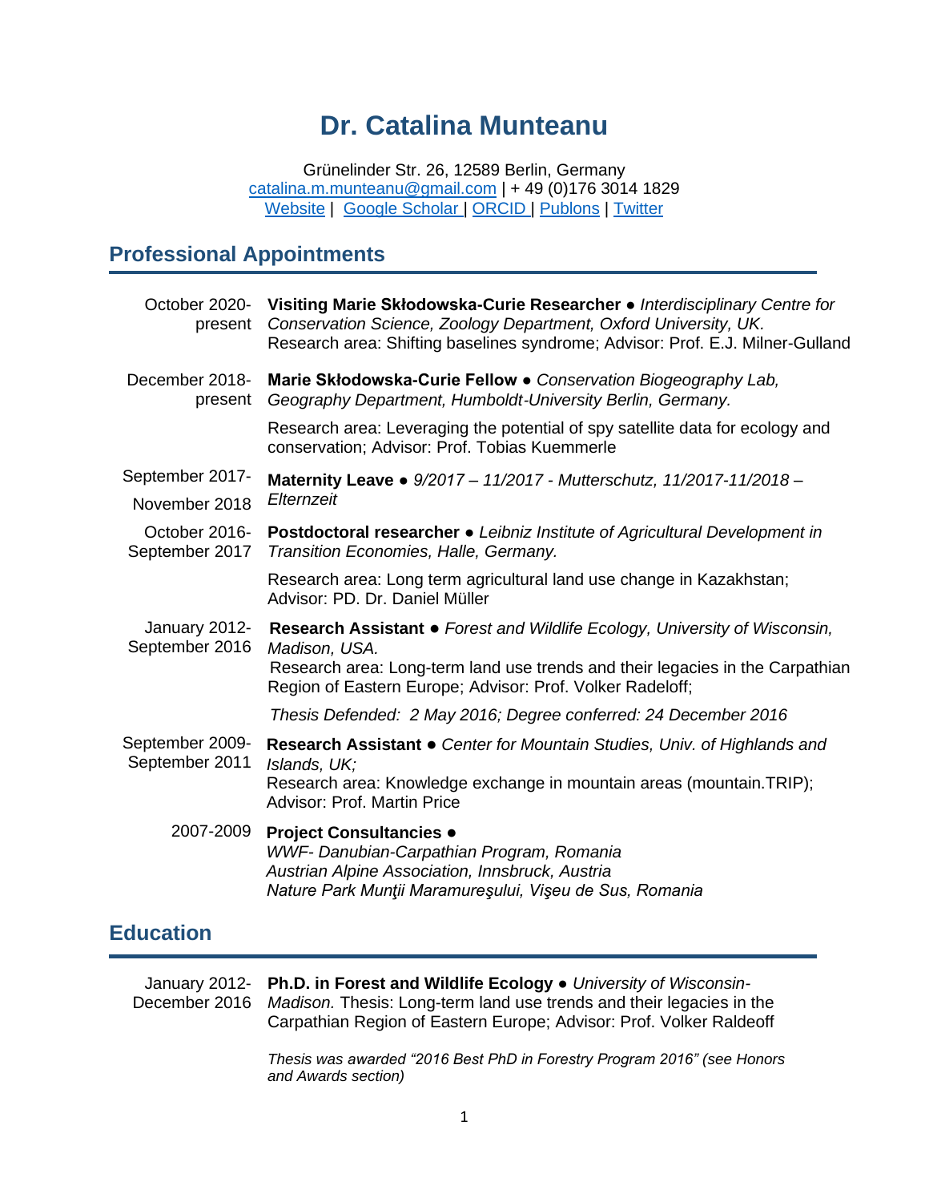# Dr. Catalina Munteanu

Grünelinder Str. 26, 12589 Berlin, Germany
catalina.m.munteanu@gmail.com | + 49 (0)176 3014 1829
Website | Google Scholar | ORCID | Publons | Twitter

## Professional Appointments

October 2020- present — **Visiting Marie Skłodowska-Curie Researcher** ● *Interdisciplinary Centre for Conservation Science, Zoology Department, Oxford University, UK.*
Research area: Shifting baselines syndrome; Advisor: Prof. E.J. Milner-Gulland

December 2018- present — **Marie Skłodowska-Curie Fellow** ● *Conservation Biogeography Lab, Geography Department, Humboldt-University Berlin, Germany.*

Research area: Leveraging the potential of spy satellite data for ecology and conservation; Advisor: Prof. Tobias Kuemmerle

September 2017- November 2018 — **Maternity Leave** ● *9/2017 – 11/2017 - Mutterschutz, 11/2017-11/2018 – Elternzeit*

October 2016- September 2017 — **Postdoctoral researcher** ● *Leibniz Institute of Agricultural Development in Transition Economies, Halle, Germany.*

Research area: Long term agricultural land use change in Kazakhstan; Advisor: PD. Dr. Daniel Müller

January 2012- September 2016 — **Research Assistant** ● *Forest and Wildlife Ecology, University of Wisconsin, Madison, USA.*
Research area: Long-term land use trends and their legacies in the Carpathian Region of Eastern Europe; Advisor: Prof. Volker Radeloff;

*Thesis Defended: 2 May 2016; Degree conferred: 24 December 2016*

September 2009- September 2011 — **Research Assistant** ● *Center for Mountain Studies, Univ. of Highlands and Islands, UK;*
Research area: Knowledge exchange in mountain areas (mountain.TRIP); Advisor: Prof. Martin Price

2007-2009 — **Project Consultancies** ●
*WWF- Danubian-Carpathian Program, Romania*
*Austrian Alpine Association, Innsbruck, Austria*
*Nature Park Munţii Maramureşului, Vişeu de Sus, Romania*

## Education

January 2012- December 2016 — **Ph.D. in Forest and Wildlife Ecology** ● *University of Wisconsin-Madison.* Thesis: Long-term land use trends and their legacies in the Carpathian Region of Eastern Europe; Advisor: Prof. Volker Raldeoff

*Thesis was awarded "2016 Best PhD in Forestry Program 2016" (see Honors and Awards section)*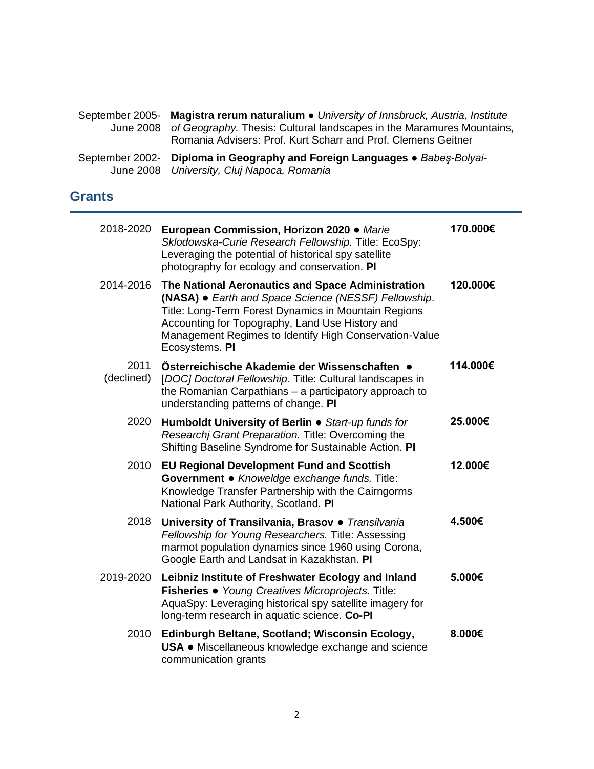September 2005-June 2008 **Magistra rerum naturalium** ● *University of Innsbruck, Austria, Institute of Geography.* Thesis: Cultural landscapes in the Maramures Mountains, Romania Advisers: Prof. Kurt Scharr and Prof. Clemens Geitner

September 2002-June 2008 **Diploma in Geography and Foreign Languages** ● *Babeş-Bolyai-University, Cluj Napoca, Romania*

## Grants

| | | |
|---|---|---|
| 2018-2020 | **European Commission, Horizon 2020** ● *Marie Sklodowska-Curie Research Fellowship.* Title: EcoSpy: Leveraging the potential of historical spy satellite photography for ecology and conservation. **PI** | **170.000€** |
| 2014-2016 | **The National Aeronautics and Space Administration (NASA)** ● *Earth and Space Science (NESSF) Fellowship*. Title: Long-Term Forest Dynamics in Mountain Regions Accounting for Topography, Land Use History and Management Regimes to Identify High Conservation-Value Ecosystems. **PI** | **120.000€** |
| 2011 (declined) | **Österreichische Akademie der Wissenschaften** ● *[DOC] Doctoral Fellowship.* Title: Cultural landscapes in the Romanian Carpathians – a participatory approach to understanding patterns of change. **PI** | **114.000€** |
| 2020 | **Humboldt University of Berlin** ● *Start-up funds for Researchj Grant Preparation.* Title: Overcoming the Shifting Baseline Syndrome for Sustainable Action. **PI** | **25.000€** |
| 2010 | **EU Regional Development Fund and Scottish Government** ● *Knoweldge exchange funds.* Title: Knowledge Transfer Partnership with the Cairngorms National Park Authority, Scotland. **PI** | **12.000€** |
| 2018 | **University of Transilvania, Brasov** ● *Transilvania Fellowship for Young Researchers.* Title: Assessing marmot population dynamics since 1960 using Corona, Google Earth and Landsat in Kazakhstan. **PI** | **4.500€** |
| 2019-2020 | **Leibniz Institute of Freshwater Ecology and Inland Fisheries** ● *Young Creatives Microprojects.* Title: AquaSpy: Leveraging historical spy satellite imagery for long-term research in aquatic science. **Co-PI** | **5.000€** |
| 2010 | **Edinburgh Beltane, Scotland; Wisconsin Ecology, USA** ● Miscellaneous knowledge exchange and science communication grants | **8.000€** |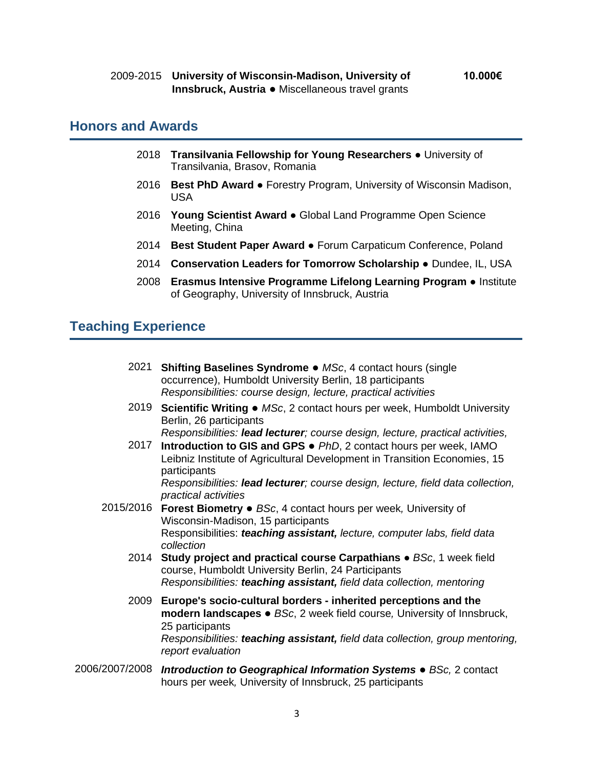2009-2015 **University of Wisconsin-Madison, University of Innsbruck, Austria** ● Miscellaneous travel grants **10.000€**

## Honors and Awards

2018 **Transilvania Fellowship for Young Researchers** ● University of Transilvania, Brasov, Romania

2016 **Best PhD Award** ● Forestry Program, University of Wisconsin Madison, USA

2016 **Young Scientist Award** ● Global Land Programme Open Science Meeting, China

2014 **Best Student Paper Award** ● Forum Carpaticum Conference, Poland

2014 **Conservation Leaders for Tomorrow Scholarship** ● Dundee, IL, USA

2008 **Erasmus Intensive Programme Lifelong Learning Program** ● Institute of Geography, University of Innsbruck, Austria

## Teaching Experience

2021 **Shifting Baselines Syndrome** ● *MSc*, 4 contact hours (single occurrence), Humboldt University Berlin, 18 participants
*Responsibilities: course design, lecture, practical activities*

2019 **Scientific Writing** ● *MSc*, 2 contact hours per week, Humboldt University Berlin, 26 participants
*Responsibilities: **lead lecturer**; course design, lecture, practical activities,*

2017 **Introduction to GIS and GPS** ● *PhD*, 2 contact hours per week, IAMO Leibniz Institute of Agricultural Development in Transition Economies, 15 participants
*Responsibilities: **lead lecturer**; course design, lecture, field data collection, practical activities*

2015/2016 **Forest Biometry** ● *BSc*, 4 contact hours per week, University of Wisconsin-Madison, 15 participants
Responsibilities: ***teaching assistant,*** *lecture, computer labs, field data collection*

2014 **Study project and practical course Carpathians** ● *BSc*, 1 week field course, Humboldt University Berlin, 24 Participants
*Responsibilities: **teaching assistant,** field data collection, mentoring*

2009 **Europe's socio-cultural borders - inherited perceptions and the modern landscapes** ● *BSc*, 2 week field course, University of Innsbruck, 25 participants
*Responsibilities: **teaching assistant,** field data collection, group mentoring, report evaluation*

2006/2007/2008 ***Introduction to Geographical Information Systems*** ● *BSc,* 2 contact hours per week, University of Innsbruck, 25 participants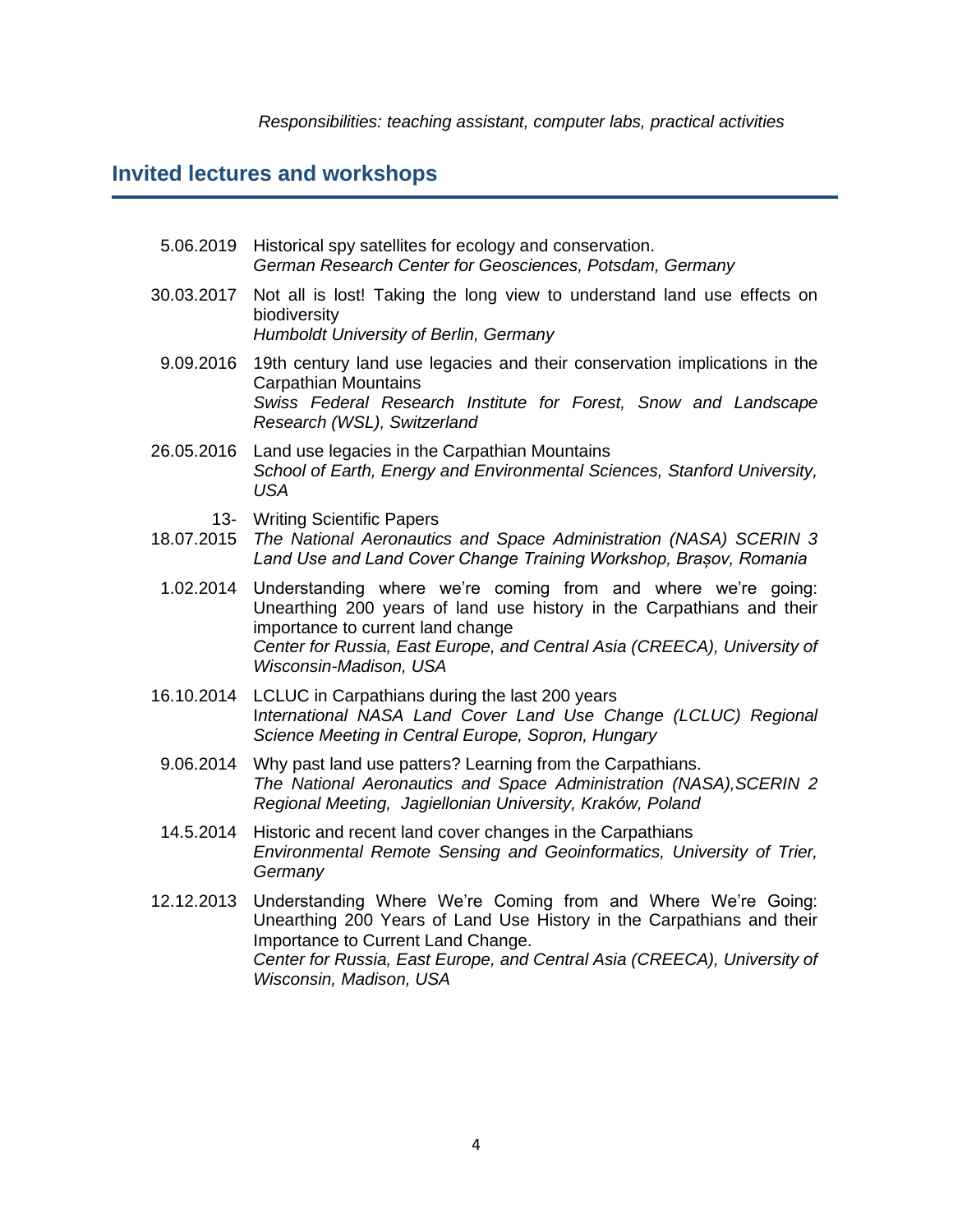*Responsibilities: teaching assistant, computer labs, practical activities*

## Invited lectures and workshops

5.06.2019 Historical spy satellites for ecology and conservation.
*German Research Center for Geosciences, Potsdam, Germany*

30.03.2017 Not all is lost! Taking the long view to understand land use effects on biodiversity
*Humboldt University of Berlin, Germany*

9.09.2016 19th century land use legacies and their conservation implications in the Carpathian Mountains
*Swiss Federal Research Institute for Forest, Snow and Landscape Research (WSL), Switzerland*

26.05.2016 Land use legacies in the Carpathian Mountains
*School of Earth, Energy and Environmental Sciences, Stanford University, USA*

13-18.07.2015 Writing Scientific Papers
*The National Aeronautics and Space Administration (NASA) SCERIN 3 Land Use and Land Cover Change Training Workshop, Brașov, Romania*

1.02.2014 Understanding where we're coming from and where we're going: Unearthing 200 years of land use history in the Carpathians and their importance to current land change
*Center for Russia, East Europe, and Central Asia (CREECA), University of Wisconsin-Madison, USA*

16.10.2014 LCLUC in Carpathians during the last 200 years
*International NASA Land Cover Land Use Change (LCLUC) Regional Science Meeting in Central Europe, Sopron, Hungary*

9.06.2014 Why past land use patters? Learning from the Carpathians.
*The National Aeronautics and Space Administration (NASA),SCERIN 2 Regional Meeting, Jagiellonian University, Kraków, Poland*

14.5.2014 Historic and recent land cover changes in the Carpathians
*Environmental Remote Sensing and Geoinformatics, University of Trier, Germany*

12.12.2013 Understanding Where We're Coming from and Where We're Going: Unearthing 200 Years of Land Use History in the Carpathians and their Importance to Current Land Change.
*Center for Russia, East Europe, and Central Asia (CREECA), University of Wisconsin, Madison, USA*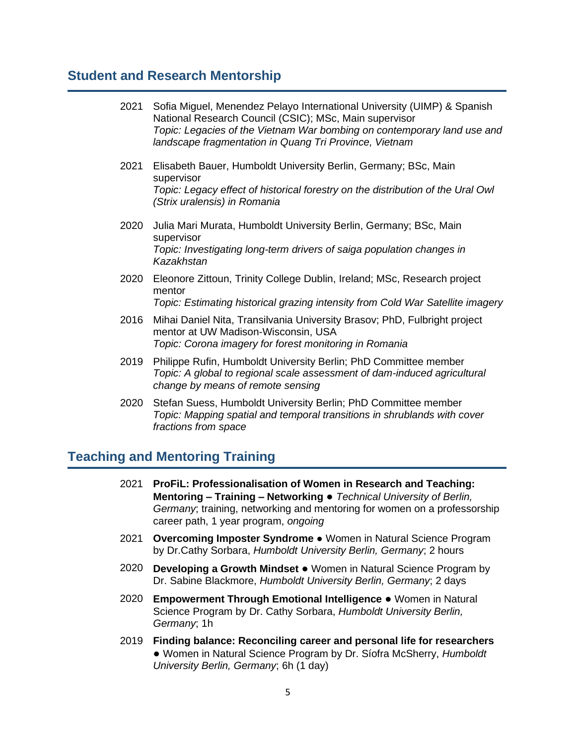## Student and Research Mentorship

2021 Sofia Miguel, Menendez Pelayo International University (UIMP) & Spanish National Research Council (CSIC); MSc, Main supervisor
*Topic: Legacies of the Vietnam War bombing on contemporary land use and landscape fragmentation in Quang Tri Province, Vietnam*

2021 Elisabeth Bauer, Humboldt University Berlin, Germany; BSc, Main supervisor
*Topic: Legacy effect of historical forestry on the distribution of the Ural Owl (Strix uralensis) in Romania*

2020 Julia Mari Murata, Humboldt University Berlin, Germany; BSc, Main supervisor
*Topic: Investigating long-term drivers of saiga population changes in Kazakhstan*

2020 Eleonore Zittoun, Trinity College Dublin, Ireland; MSc, Research project mentor
*Topic: Estimating historical grazing intensity from Cold War Satellite imagery*

2016 Mihai Daniel Nita, Transilvania University Brasov; PhD, Fulbright project mentor at UW Madison-Wisconsin, USA
*Topic: Corona imagery for forest monitoring in Romania*

2019 Philippe Rufin, Humboldt University Berlin; PhD Committee member
*Topic: A global to regional scale assessment of dam-induced agricultural change by means of remote sensing*

2020 Stefan Suess, Humboldt University Berlin; PhD Committee member
*Topic: Mapping spatial and temporal transitions in shrublands with cover fractions from space*

## Teaching and Mentoring Training

2021 **ProFiL: Professionalisation of Women in Research and Teaching: Mentoring – Training – Networking** ● *Technical University of Berlin, Germany*; training, networking and mentoring for women on a professorship career path, 1 year program, *ongoing*

2021 **Overcoming Imposter Syndrome** ● Women in Natural Science Program by Dr.Cathy Sorbara, *Humboldt University Berlin, Germany*; 2 hours

2020 **Developing a Growth Mindset** ● Women in Natural Science Program by Dr. Sabine Blackmore, *Humboldt University Berlin, Germany*; 2 days

2020 **Empowerment Through Emotional Intelligence** ● Women in Natural Science Program by Dr. Cathy Sorbara, *Humboldt University Berlin, Germany*; 1h

2019 **Finding balance: Reconciling career and personal life for researchers** ● Women in Natural Science Program by Dr. Síofra McSherry, *Humboldt University Berlin, Germany*; 6h (1 day)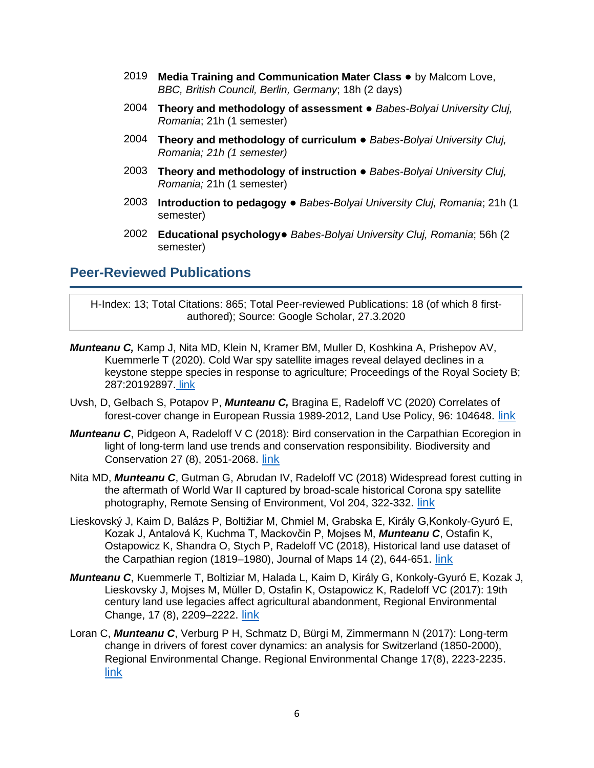2019 **Media Training and Communication Mater Class** ● by Malcom Love, *BBC, British Council, Berlin, Germany*; 18h (2 days)

2004 **Theory and methodology of assessment** ● *Babes-Bolyai University Cluj, Romania*; 21h (1 semester)

2004 **Theory and methodology of curriculum** ● *Babes-Bolyai University Cluj, Romania; 21h (1 semester)*

2003 **Theory and methodology of instruction** ● *Babes-Bolyai University Cluj, Romania;* 21h (1 semester)

2003 **Introduction to pedagogy** ● *Babes-Bolyai University Cluj, Romania*; 21h (1 semester)

2002 **Educational psychology**● *Babes-Bolyai University Cluj, Romania*; 56h (2 semester)

## Peer-Reviewed Publications

H-Index: 13; Total Citations: 865; Total Peer-reviewed Publications: 18 (of which 8 first-authored); Source: Google Scholar, 27.3.2020

***Munteanu C,*** Kamp J, Nita MD, Klein N, Kramer BM, Muller D, Koshkina A, Prishepov AV, Kuemmerle T (2020). Cold War spy satellite images reveal delayed declines in a keystone steppe species in response to agriculture; Proceedings of the Royal Society B; 287:20192897. link

Uvsh, D, Gelbach S, Potapov P, ***Munteanu C,*** Bragina E, Radeloff VC (2020) Correlates of forest-cover change in European Russia 1989-2012, Land Use Policy, 96: 104648. link

***Munteanu C***, Pidgeon A, Radeloff V C (2018): Bird conservation in the Carpathian Ecoregion in light of long-term land use trends and conservation responsibility. Biodiversity and Conservation 27 (8), 2051-2068. link

Nita MD, ***Munteanu C***, Gutman G, Abrudan IV, Radeloff VC (2018) Widespread forest cutting in the aftermath of World War II captured by broad-scale historical Corona spy satellite photography, Remote Sensing of Environment, Vol 204, 322-332. link

Lieskovský J, Kaim D, Balázs P, Boltižiar M, Chmiel M, Grabska E, Király G,Konkoly-Gyuró E, Kozak J, Antalová K, Kuchma T, Mackovčin P, Mojses M, ***Munteanu C***, Ostafin K, Ostapowicz K, Shandra O, Stych P, Radeloff VC (2018), Historical land use dataset of the Carpathian region (1819–1980), Journal of Maps 14 (2), 644-651. link

***Munteanu C***, Kuemmerle T, Boltiziar M, Halada L, Kaim D, Király G, Konkoly-Gyuró E, Kozak J, Lieskovsky J, Mojses M, Müller D, Ostafin K, Ostapowicz K, Radeloff VC (2017): 19th century land use legacies affect agricultural abandonment, Regional Environmental Change, 17 (8), 2209–2222. link

Loran C, ***Munteanu C***, Verburg P H, Schmatz D, Bürgi M, Zimmermann N (2017): Long-term change in drivers of forest cover dynamics: an analysis for Switzerland (1850-2000), Regional Environmental Change. Regional Environmental Change 17(8), 2223-2235. link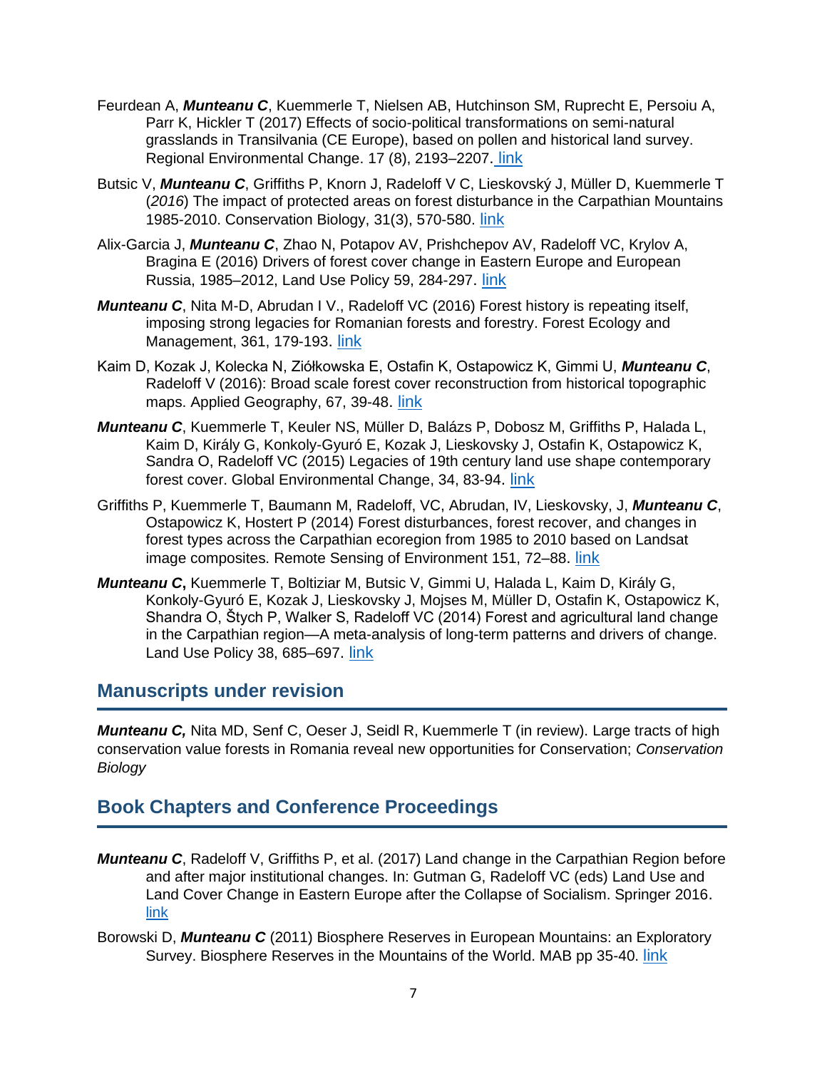Feurdean A, ***Munteanu C***, Kuemmerle T, Nielsen AB, Hutchinson SM, Ruprecht E, Persoiu A, Parr K, Hickler T (2017) Effects of socio-political transformations on semi-natural grasslands in Transilvania (CE Europe), based on pollen and historical land survey. Regional Environmental Change. 17 (8), 2193–2207. link

Butsic V, ***Munteanu C***, Griffiths P, Knorn J, Radeloff V C, Lieskovský J, Müller D, Kuemmerle T (*2016*) The impact of protected areas on forest disturbance in the Carpathian Mountains 1985-2010. Conservation Biology, 31(3), 570-580. link

Alix-Garcia J, ***Munteanu C***, Zhao N, Potapov AV, Prishchepov AV, Radeloff VC, Krylov A, Bragina E (2016) Drivers of forest cover change in Eastern Europe and European Russia, 1985–2012, Land Use Policy 59, 284-297. link

***Munteanu C***, Nita M-D, Abrudan I V., Radeloff VC (2016) Forest history is repeating itself, imposing strong legacies for Romanian forests and forestry. Forest Ecology and Management, 361, 179-193. link

Kaim D, Kozak J, Kolecka N, Ziółkowska E, Ostafin K, Ostapowicz K, Gimmi U, ***Munteanu C***, Radeloff V (2016): Broad scale forest cover reconstruction from historical topographic maps. Applied Geography, 67, 39-48. link

***Munteanu C***, Kuemmerle T, Keuler NS, Müller D, Balázs P, Dobosz M, Griffiths P, Halada L, Kaim D, Király G, Konkoly-Gyuró E, Kozak J, Lieskovsky J, Ostafin K, Ostapowicz K, Sandra O, Radeloff VC (2015) Legacies of 19th century land use shape contemporary forest cover. Global Environmental Change, 34, 83-94. link

Griffiths P, Kuemmerle T, Baumann M, Radeloff, VC, Abrudan, IV, Lieskovsky, J, ***Munteanu C***, Ostapowicz K, Hostert P (2014) Forest disturbances, forest recover, and changes in forest types across the Carpathian ecoregion from 1985 to 2010 based on Landsat image composites. Remote Sensing of Environment 151, 72–88. link

***Munteanu C*, **Kuemmerle T, Boltiziar M, Butsic V, Gimmi U, Halada L, Kaim D, Király G, Konkoly-Gyuró E, Kozak J, Lieskovsky J, Mojses M, Müller D, Ostafin K, Ostapowicz K, Shandra O, Štych P, Walker S, Radeloff VC (2014) Forest and agricultural land change in the Carpathian region—A meta-analysis of long-term patterns and drivers of change. Land Use Policy 38, 685–697. link

## Manuscripts under revision

***Munteanu C,*** Nita MD, Senf C, Oeser J, Seidl R, Kuemmerle T (in review). Large tracts of high conservation value forests in Romania reveal new opportunities for Conservation; *Conservation Biology*

## Book Chapters and Conference Proceedings

***Munteanu C***, Radeloff V, Griffiths P, et al. (2017) Land change in the Carpathian Region before and after major institutional changes. In: Gutman G, Radeloff VC (eds) Land Use and Land Cover Change in Eastern Europe after the Collapse of Socialism. Springer 2016. link

Borowski D, ***Munteanu C*** (2011) Biosphere Reserves in European Mountains: an Exploratory Survey. Biosphere Reserves in the Mountains of the World. MAB pp 35-40. link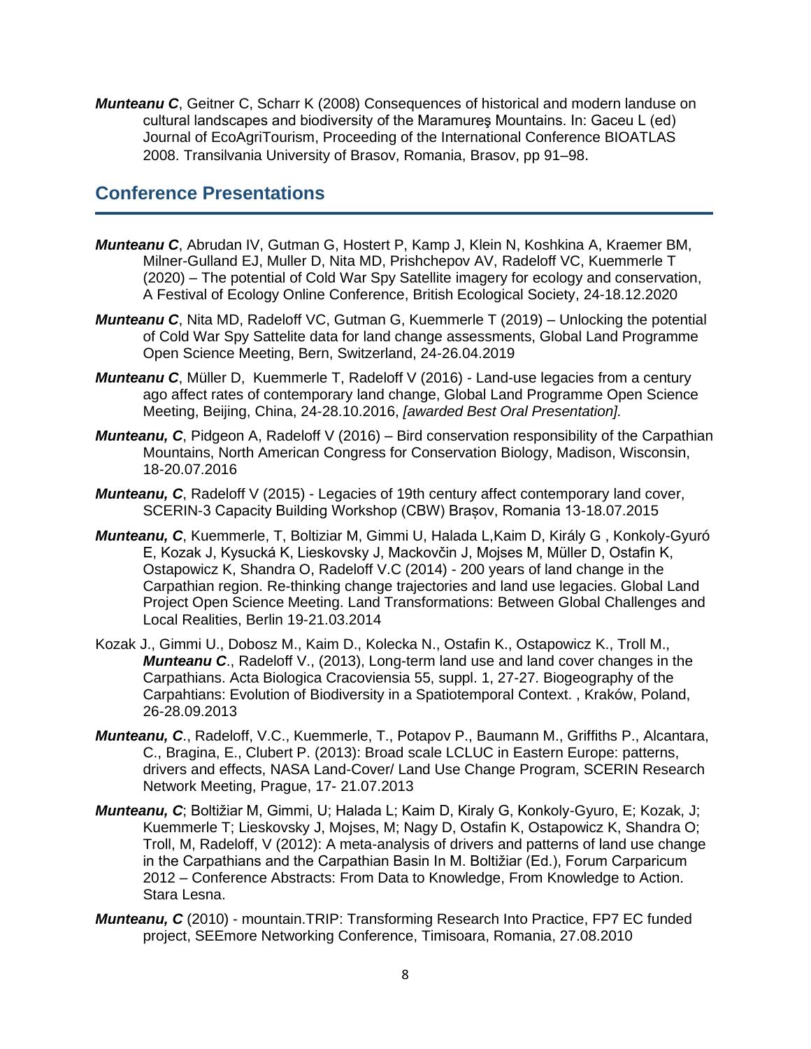***Munteanu C***, Geitner C, Scharr K (2008) Consequences of historical and modern landuse on cultural landscapes and biodiversity of the Maramureş Mountains. In: Gaceu L (ed) Journal of EcoAgriTourism, Proceeding of the International Conference BIOATLAS 2008. Transilvania University of Brasov, Romania, Brasov, pp 91–98.

## Conference Presentations

***Munteanu C***, Abrudan IV, Gutman G, Hostert P, Kamp J, Klein N, Koshkina A, Kraemer BM, Milner-Gulland EJ, Muller D, Nita MD, Prishchepov AV, Radeloff VC, Kuemmerle T (2020) – The potential of Cold War Spy Satellite imagery for ecology and conservation, A Festival of Ecology Online Conference, British Ecological Society, 24-18.12.2020

***Munteanu C***, Nita MD, Radeloff VC, Gutman G, Kuemmerle T (2019) – Unlocking the potential of Cold War Spy Sattelite data for land change assessments, Global Land Programme Open Science Meeting, Bern, Switzerland, 24-26.04.2019

***Munteanu C***, Müller D, Kuemmerle T, Radeloff V (2016) - Land-use legacies from a century ago affect rates of contemporary land change, Global Land Programme Open Science Meeting, Beijing, China, 24-28.10.2016, *[awarded Best Oral Presentation].*

***Munteanu, C***, Pidgeon A, Radeloff V (2016) – Bird conservation responsibility of the Carpathian Mountains, North American Congress for Conservation Biology, Madison, Wisconsin, 18-20.07.2016

***Munteanu, C***, Radeloff V (2015) - Legacies of 19th century affect contemporary land cover, SCERIN-3 Capacity Building Workshop (CBW) Brașov, Romania 13-18.07.2015

***Munteanu, C***, Kuemmerle, T, Boltiziar M, Gimmi U, Halada L,Kaim D, Király G , Konkoly-Gyuró E, Kozak J, Kysucká K, Lieskovsky J, Mackovčin J, Mojses M, Müller D, Ostafin K, Ostapowicz K, Shandra O, Radeloff V.C (2014) - 200 years of land change in the Carpathian region. Re-thinking change trajectories and land use legacies. Global Land Project Open Science Meeting. Land Transformations: Between Global Challenges and Local Realities, Berlin 19-21.03.2014

Kozak J., Gimmi U., Dobosz M., Kaim D., Kolecka N., Ostafin K., Ostapowicz K., Troll M., ***Munteanu C***., Radeloff V., (2013), Long-term land use and land cover changes in the Carpathians. Acta Biologica Cracoviensia 55, suppl. 1, 27-27. Biogeography of the Carpahtians: Evolution of Biodiversity in a Spatiotemporal Context. , Kraków, Poland, 26-28.09.2013

***Munteanu, C***., Radeloff, V.C., Kuemmerle, T., Potapov P., Baumann M., Griffiths P., Alcantara, C., Bragina, E., Clubert P. (2013): Broad scale LCLUC in Eastern Europe: patterns, drivers and effects, NASA Land-Cover/ Land Use Change Program, SCERIN Research Network Meeting, Prague, 17- 21.07.2013

***Munteanu, C***; Boltižiar M, Gimmi, U; Halada L; Kaim D, Kiraly G, Konkoly-Gyuro, E; Kozak, J; Kuemmerle T; Lieskovsky J, Mojses, M; Nagy D, Ostafin K, Ostapowicz K, Shandra O; Troll, M, Radeloff, V (2012): A meta-analysis of drivers and patterns of land use change in the Carpathians and the Carpathian Basin In M. Boltižiar (Ed.), Forum Carparicum 2012 – Conference Abstracts: From Data to Knowledge, From Knowledge to Action. Stara Lesna.

***Munteanu, C*** (2010) - mountain.TRIP: Transforming Research Into Practice, FP7 EC funded project, SEEmore Networking Conference, Timisoara, Romania, 27.08.2010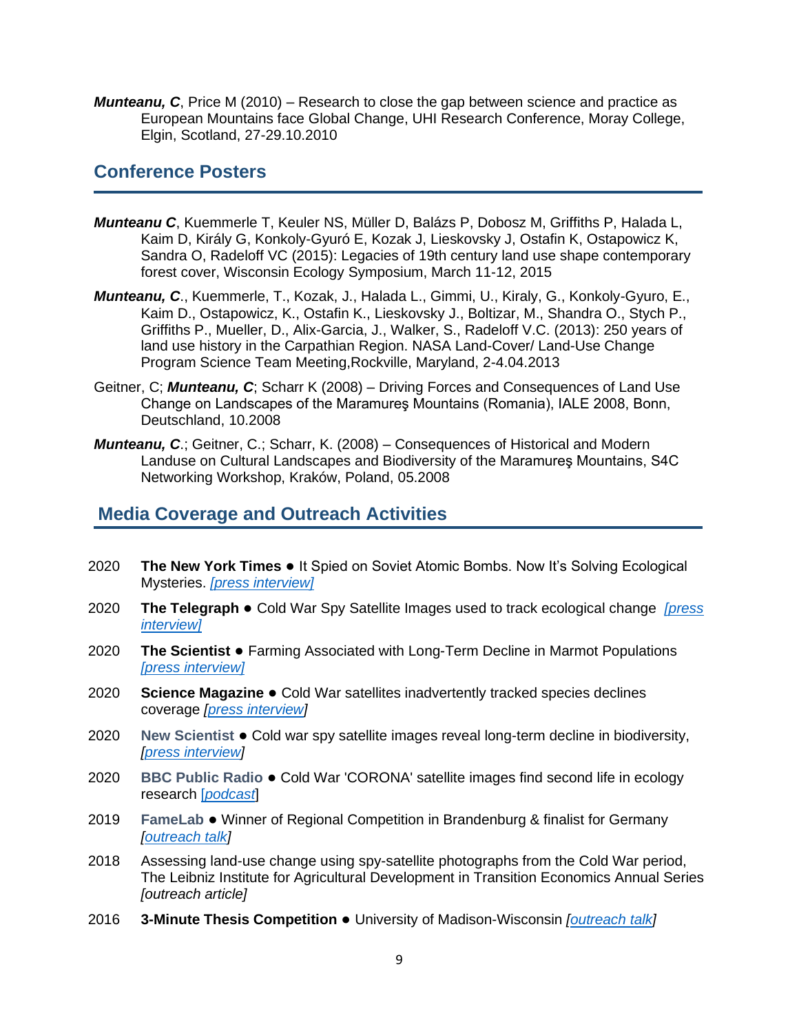***Munteanu, C***, Price M (2010) – Research to close the gap between science and practice as European Mountains face Global Change, UHI Research Conference, Moray College, Elgin, Scotland, 27-29.10.2010

## Conference Posters

***Munteanu C***, Kuemmerle T, Keuler NS, Müller D, Balázs P, Dobosz M, Griffiths P, Halada L, Kaim D, Király G, Konkoly-Gyuró E, Kozak J, Lieskovsky J, Ostafin K, Ostapowicz K, Sandra O, Radeloff VC (2015): Legacies of 19th century land use shape contemporary forest cover, Wisconsin Ecology Symposium, March 11-12, 2015

***Munteanu, C***., Kuemmerle, T., Kozak, J., Halada L., Gimmi, U., Kiraly, G., Konkoly-Gyuro, E., Kaim D., Ostapowicz, K., Ostafin K., Lieskovsky J., Boltizar, M., Shandra O., Stych P., Griffiths P., Mueller, D., Alix-Garcia, J., Walker, S., Radeloff V.C. (2013): 250 years of land use history in the Carpathian Region. NASA Land-Cover/ Land-Use Change Program Science Team Meeting,Rockville, Maryland, 2-4.04.2013

Geitner, C; ***Munteanu, C***; Scharr K (2008) – Driving Forces and Consequences of Land Use Change on Landscapes of the Maramureş Mountains (Romania), IALE 2008, Bonn, Deutschland, 10.2008

***Munteanu, C***.; Geitner, C.; Scharr, K. (2008) – Consequences of Historical and Modern Landuse on Cultural Landscapes and Biodiversity of the Maramureş Mountains, S4C Networking Workshop, Kraków, Poland, 05.2008

## Media Coverage and Outreach Activities

2020 **The New York Times** ● It Spied on Soviet Atomic Bombs. Now It's Solving Ecological Mysteries. *[press interview]*

2020 **The Telegraph** ● Cold War Spy Satellite Images used to track ecological change *[press interview]*

2020 **The Scientist** ● Farming Associated with Long-Term Decline in Marmot Populations *[press interview]*

2020 **Science Magazine** ● Cold War satellites inadvertently tracked species declines coverage *[press interview]*

2020 **New Scientist** ● Cold war spy satellite images reveal long-term decline in biodiversity, *[press interview]*

2020 **BBC Public Radio** ● Cold War 'CORONA' satellite images find second life in ecology research *[podcast]*

2019 **FameLab** ● Winner of Regional Competition in Brandenburg & finalist for Germany *[outreach talk]*

2018 Assessing land-use change using spy-satellite photographs from the Cold War period, The Leibniz Institute for Agricultural Development in Transition Economics Annual Series *[outreach article]*

2016 **3-Minute Thesis Competition** ● University of Madison-Wisconsin *[outreach talk]*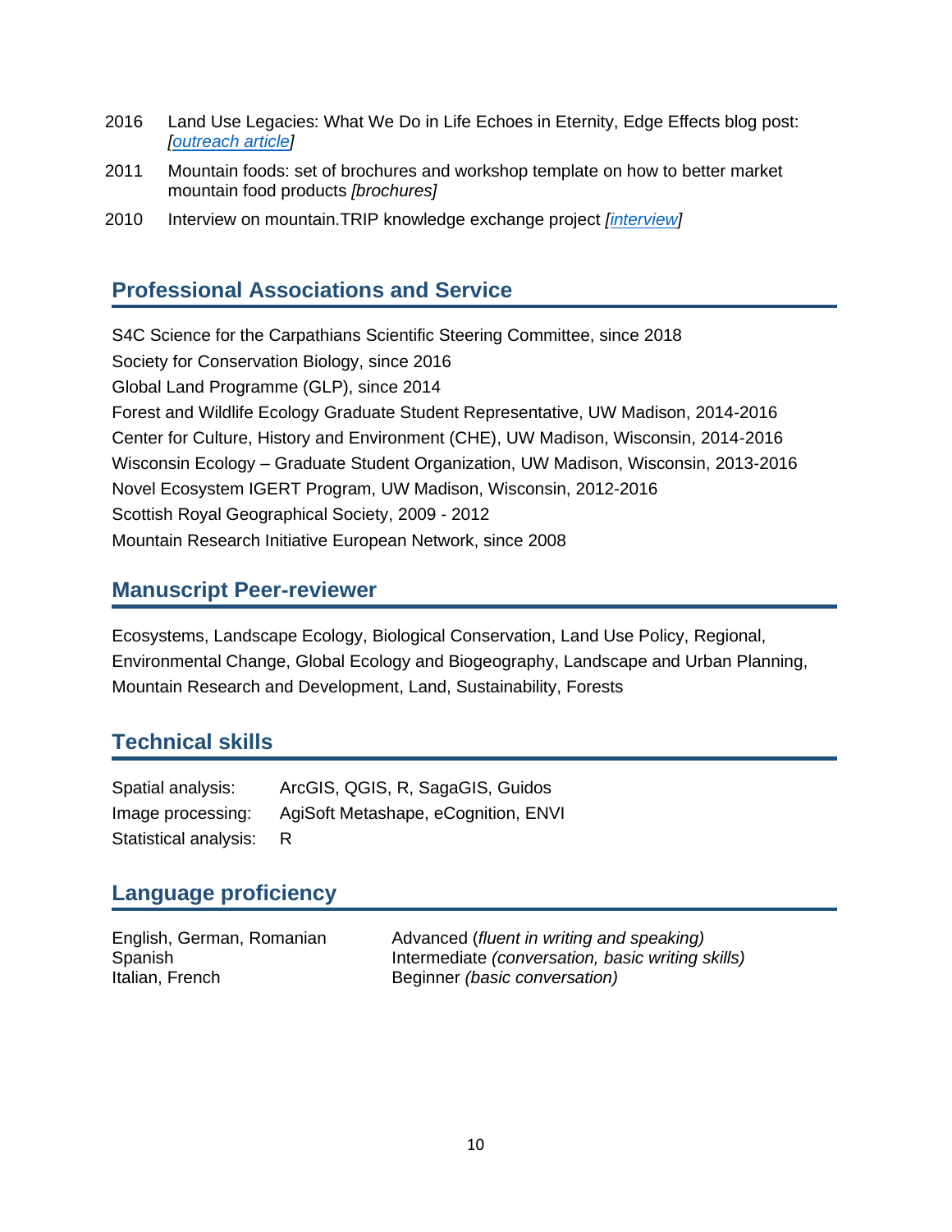2016 Land Use Legacies: What We Do in Life Echoes in Eternity, Edge Effects blog post: *[outreach article]*

2011 Mountain foods: set of brochures and workshop template on how to better market mountain food products *[brochures]*

2010 Interview on mountain.TRIP knowledge exchange project *[interview]*

## Professional Associations and Service

S4C Science for the Carpathians Scientific Steering Committee, since 2018
Society for Conservation Biology, since 2016
Global Land Programme (GLP), since 2014
Forest and Wildlife Ecology Graduate Student Representative, UW Madison, 2014-2016
Center for Culture, History and Environment (CHE), UW Madison, Wisconsin, 2014-2016
Wisconsin Ecology – Graduate Student Organization, UW Madison, Wisconsin, 2013-2016
Novel Ecosystem IGERT Program, UW Madison, Wisconsin, 2012-2016
Scottish Royal Geographical Society, 2009 - 2012
Mountain Research Initiative European Network, since 2008

## Manuscript Peer-reviewer

Ecosystems, Landscape Ecology, Biological Conservation, Land Use Policy, Regional, Environmental Change, Global Ecology and Biogeography, Landscape and Urban Planning, Mountain Research and Development, Land, Sustainability, Forests

## Technical skills

| | |
|---|---|
| Spatial analysis: | ArcGIS, QGIS, R, SagaGIS, Guidos |
| Image processing: | AgiSoft Metashape, eCognition, ENVI |
| Statistical analysis: | R |

## Language proficiency

| | |
|---|---|
| English, German, Romanian | Advanced (*fluent in writing and speaking)* |
| Spanish | Intermediate *(conversation, basic writing skills)* |
| Italian, French | Beginner *(basic conversation)* |